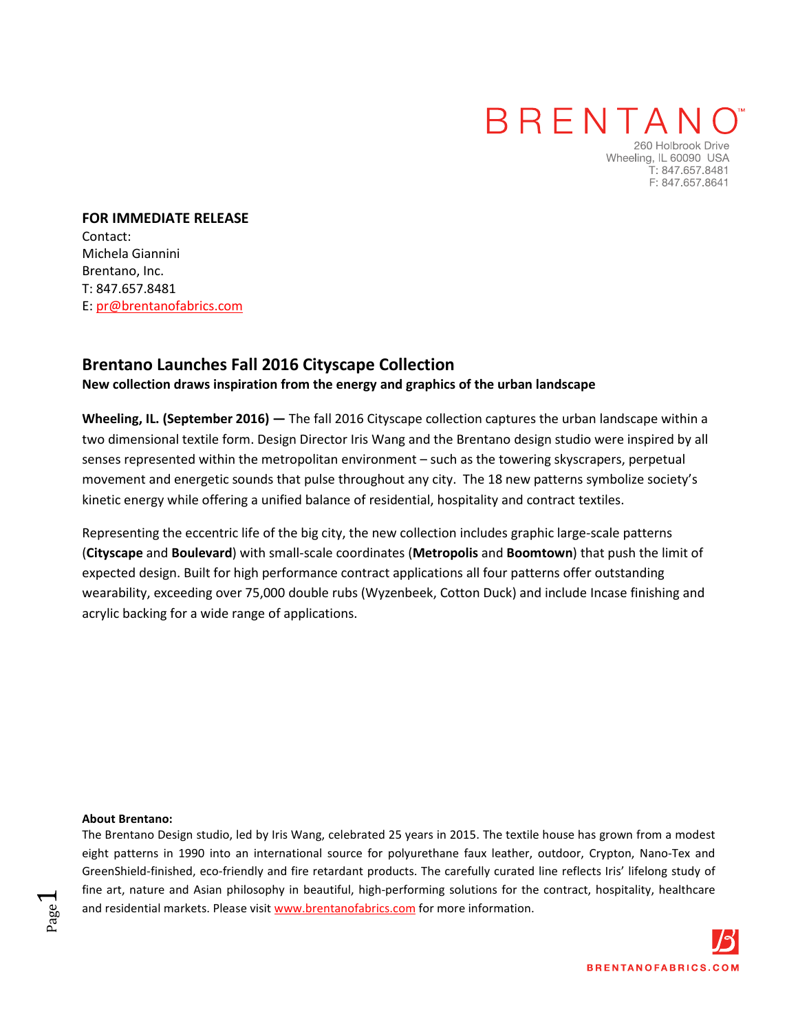BRENTANO™

260 Holbrook Drive
Wheeling, IL 60090 USA
T: 847.657.8481
F: 847.657.8641

**FOR IMMEDIATE RELEASE**
Contact:
Michela Giannini
Brentano, Inc.
T: 847.657.8481
E: pr@brentanofabrics.com

## Brentano Launches Fall 2016 Cityscape Collection

**New collection draws inspiration from the energy and graphics of the urban landscape**

**Wheeling, IL. (September 2016) —** The fall 2016 Cityscape collection captures the urban landscape within a two dimensional textile form. Design Director Iris Wang and the Brentano design studio were inspired by all senses represented within the metropolitan environment – such as the towering skyscrapers, perpetual movement and energetic sounds that pulse throughout any city. The 18 new patterns symbolize society's kinetic energy while offering a unified balance of residential, hospitality and contract textiles.

Representing the eccentric life of the big city, the new collection includes graphic large-scale patterns (**Cityscape** and **Boulevard**) with small-scale coordinates (**Metropolis** and **Boomtown**) that push the limit of expected design. Built for high performance contract applications all four patterns offer outstanding wearability, exceeding over 75,000 double rubs (Wyzenbeek, Cotton Duck) and include Incase finishing and acrylic backing for a wide range of applications.

**About Brentano:**
The Brentano Design studio, led by Iris Wang, celebrated 25 years in 2015. The textile house has grown from a modest eight patterns in 1990 into an international source for polyurethane faux leather, outdoor, Crypton, Nano-Tex and GreenShield-finished, eco-friendly and fire retardant products. The carefully curated line reflects Iris' lifelong study of fine art, nature and Asian philosophy in beautiful, high-performing solutions for the contract, hospitality, healthcare and residential markets. Please visit www.brentanofabrics.com for more information.

BRENTANOFABRICS.COM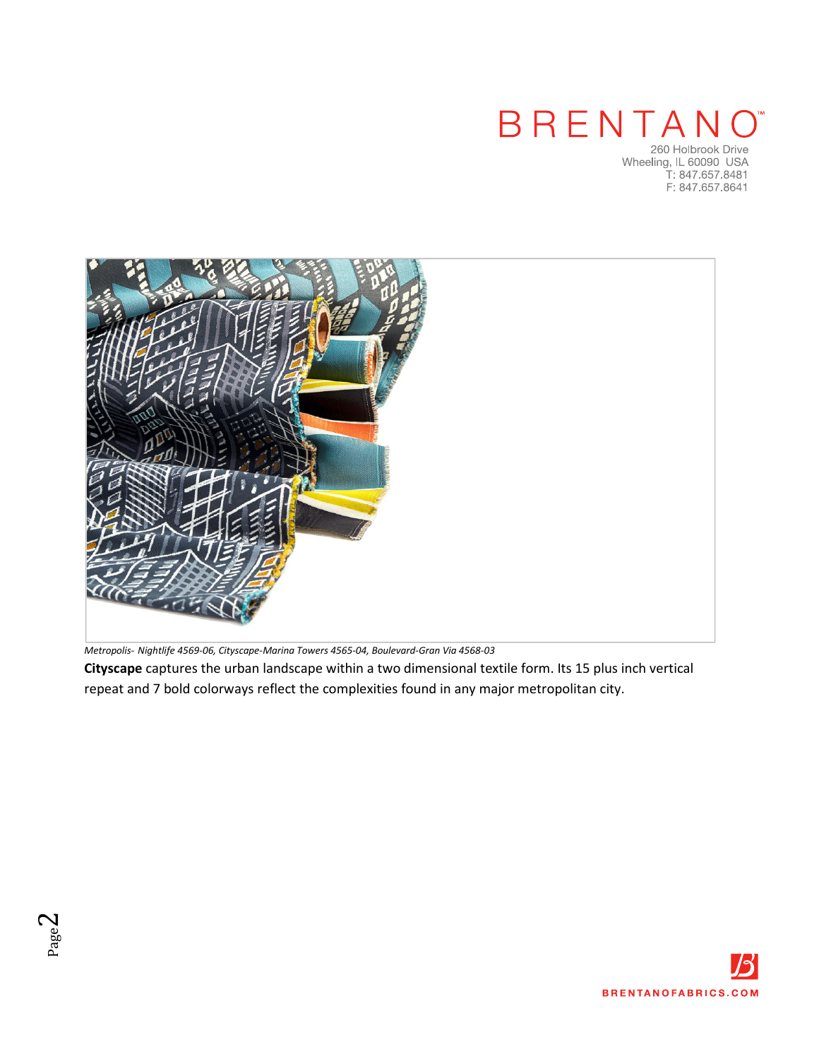BRENTANO™

260 Holbrook Drive
Wheeling, IL 60090 USA
T: 847.657.8481
F: 847.657.8641

*Metropolis- Nightlife 4569-06, Cityscape-Marina Towers 4565-04, Boulevard-Gran Via 4568-03*

**Cityscape** captures the urban landscape within a two dimensional textile form. Its 15 plus inch vertical repeat and 7 bold colorways reflect the complexities found in any major metropolitan city.

BRENTANOFABRICS.COM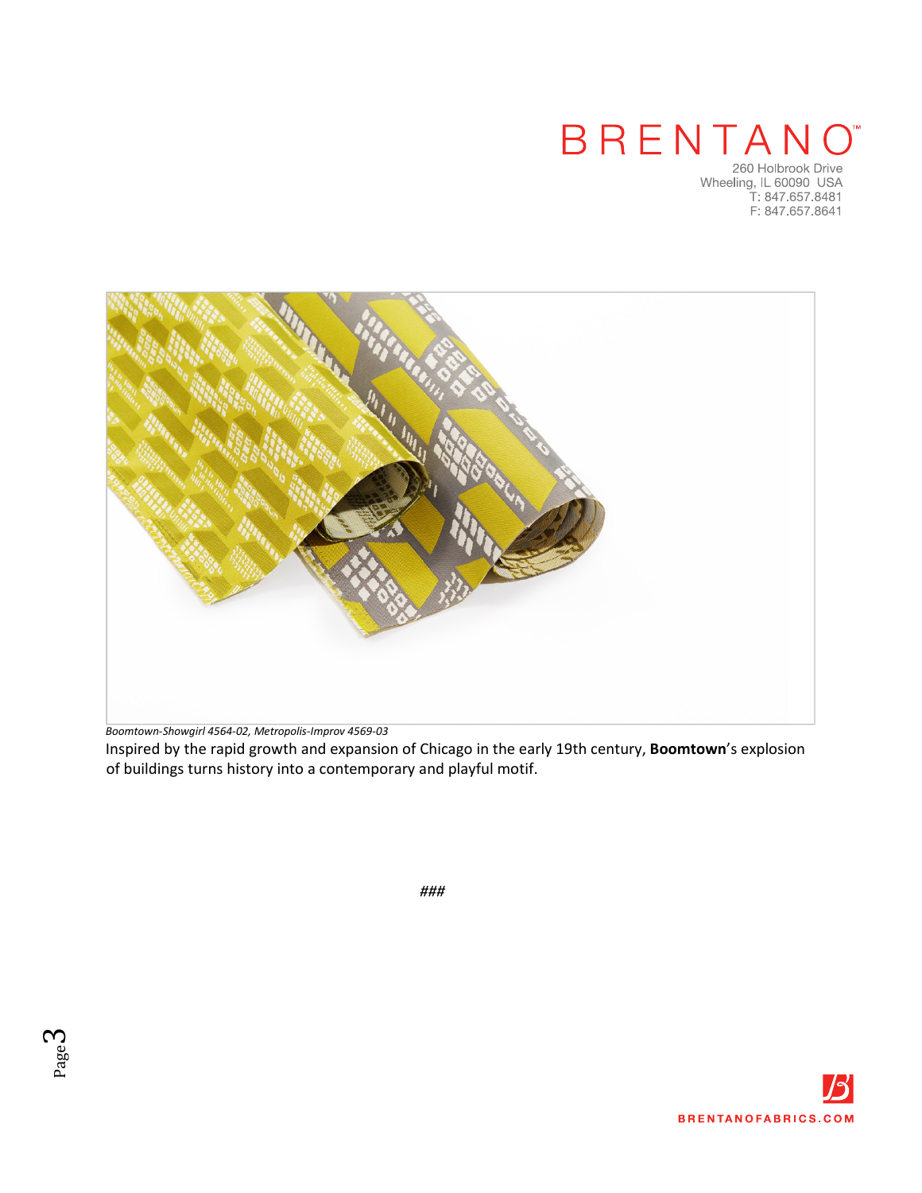BRENTANO™

260 Holbrook Drive
Wheeling, IL 60090 USA
T: 847.657.8481
F: 847.657.8641

*Boomtown-Showgirl 4564-02, Metropolis-Improv 4569-03*

Inspired by the rapid growth and expansion of Chicago in the early 19th century, **Boomtown**'s explosion of buildings turns history into a contemporary and playful motif.

*###*

BRENTANOFABRICS.COM